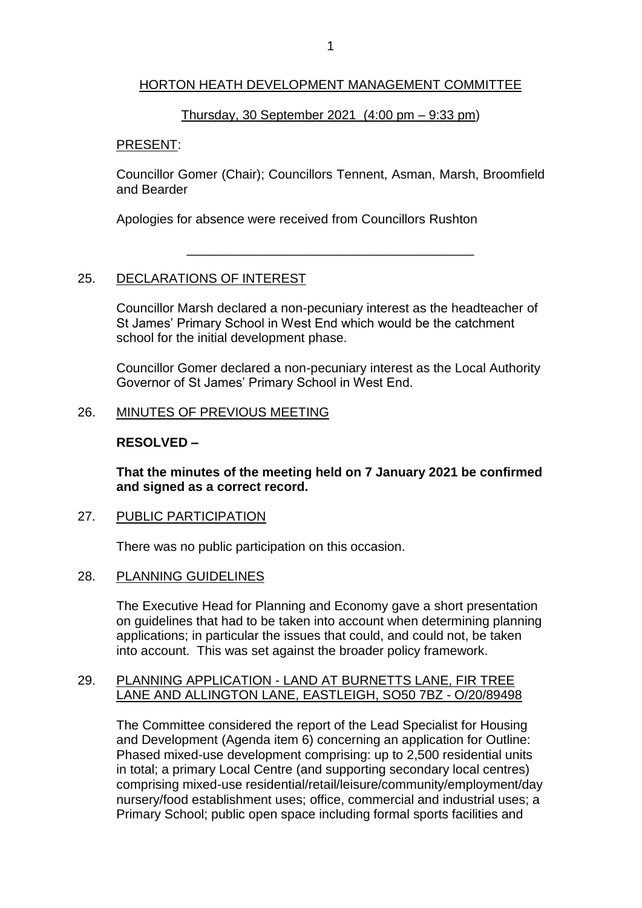# HORTON HEATH DEVELOPMENT MANAGEMENT COMMITTEE

Thursday, 30 September 2021 (4:00 pm – 9:33 pm)

PRESENT:

Councillor Gomer (Chair); Councillors Tennent, Asman, Marsh, Broomfield and Bearder

Apologies for absence were received from Councillors Rushton

---

## 25. DECLARATIONS OF INTEREST

Councillor Marsh declared a non-pecuniary interest as the headteacher of St James' Primary School in West End which would be the catchment school for the initial development phase.

Councillor Gomer declared a non-pecuniary interest as the Local Authority Governor of St James' Primary School in West End.

## 26. MINUTES OF PREVIOUS MEETING

**RESOLVED –**

**That the minutes of the meeting held on 7 January 2021 be confirmed and signed as a correct record.**

## 27. PUBLIC PARTICIPATION

There was no public participation on this occasion.

## 28. PLANNING GUIDELINES

The Executive Head for Planning and Economy gave a short presentation on guidelines that had to be taken into account when determining planning applications; in particular the issues that could, and could not, be taken into account. This was set against the broader policy framework.

## 29. PLANNING APPLICATION - LAND AT BURNETTS LANE, FIR TREE LANE AND ALLINGTON LANE, EASTLEIGH, SO50 7BZ - O/20/89498

The Committee considered the report of the Lead Specialist for Housing and Development (Agenda item 6) concerning an application for Outline: Phased mixed-use development comprising: up to 2,500 residential units in total; a primary Local Centre (and supporting secondary local centres) comprising mixed-use residential/retail/leisure/community/employment/day nursery/food establishment uses; office, commercial and industrial uses; a Primary School; public open space including formal sports facilities and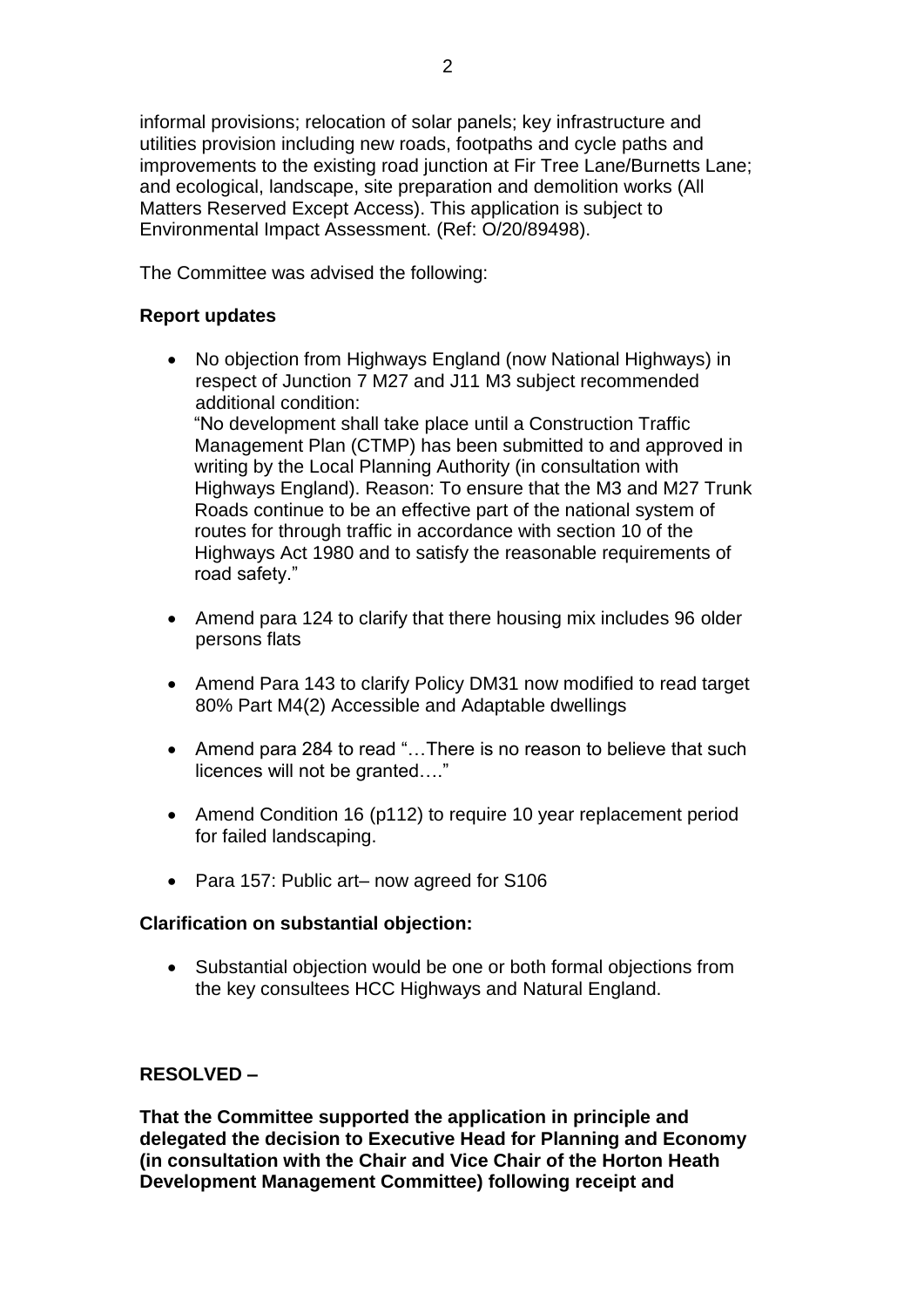informal provisions; relocation of solar panels; key infrastructure and utilities provision including new roads, footpaths and cycle paths and improvements to the existing road junction at Fir Tree Lane/Burnetts Lane; and ecological, landscape, site preparation and demolition works (All Matters Reserved Except Access). This application is subject to Environmental Impact Assessment. (Ref: O/20/89498).

The Committee was advised the following:

**Report updates**

- No objection from Highways England (now National Highways) in respect of Junction 7 M27 and J11 M3 subject recommended additional condition:
  "No development shall take place until a Construction Traffic Management Plan (CTMP) has been submitted to and approved in writing by the Local Planning Authority (in consultation with Highways England). Reason: To ensure that the M3 and M27 Trunk Roads continue to be an effective part of the national system of routes for through traffic in accordance with section 10 of the Highways Act 1980 and to satisfy the reasonable requirements of road safety."

- Amend para 124 to clarify that there housing mix includes 96 older persons flats

- Amend Para 143 to clarify Policy DM31 now modified to read target 80% Part M4(2) Accessible and Adaptable dwellings

- Amend para 284 to read "…There is no reason to believe that such licences will not be granted…."

- Amend Condition 16 (p112) to require 10 year replacement period for failed landscaping.

- Para 157: Public art– now agreed for S106

**Clarification on substantial objection:**

- Substantial objection would be one or both formal objections from the key consultees HCC Highways and Natural England.

**RESOLVED –**

**That the Committee supported the application in principle and delegated the decision to Executive Head for Planning and Economy (in consultation with the Chair and Vice Chair of the Horton Heath Development Management Committee) following receipt and**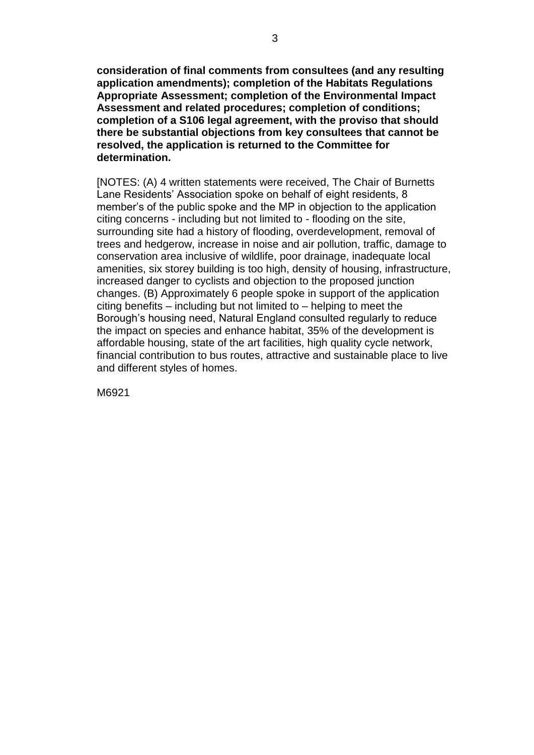**consideration of final comments from consultees (and any resulting application amendments); completion of the Habitats Regulations Appropriate Assessment; completion of the Environmental Impact Assessment and related procedures; completion of conditions; completion of a S106 legal agreement, with the proviso that should there be substantial objections from key consultees that cannot be resolved, the application is returned to the Committee for determination.**

[NOTES: (A) 4 written statements were received, The Chair of Burnetts Lane Residents' Association spoke on behalf of eight residents, 8 member's of the public spoke and the MP in objection to the application citing concerns - including but not limited to - flooding on the site, surrounding site had a history of flooding, overdevelopment, removal of trees and hedgerow, increase in noise and air pollution, traffic, damage to conservation area inclusive of wildlife, poor drainage, inadequate local amenities, six storey building is too high, density of housing, infrastructure, increased danger to cyclists and objection to the proposed junction changes. (B) Approximately 6 people spoke in support of the application citing benefits – including but not limited to – helping to meet the Borough's housing need, Natural England consulted regularly to reduce the impact on species and enhance habitat, 35% of the development is affordable housing, state of the art facilities, high quality cycle network, financial contribution to bus routes, attractive and sustainable place to live and different styles of homes.

M6921